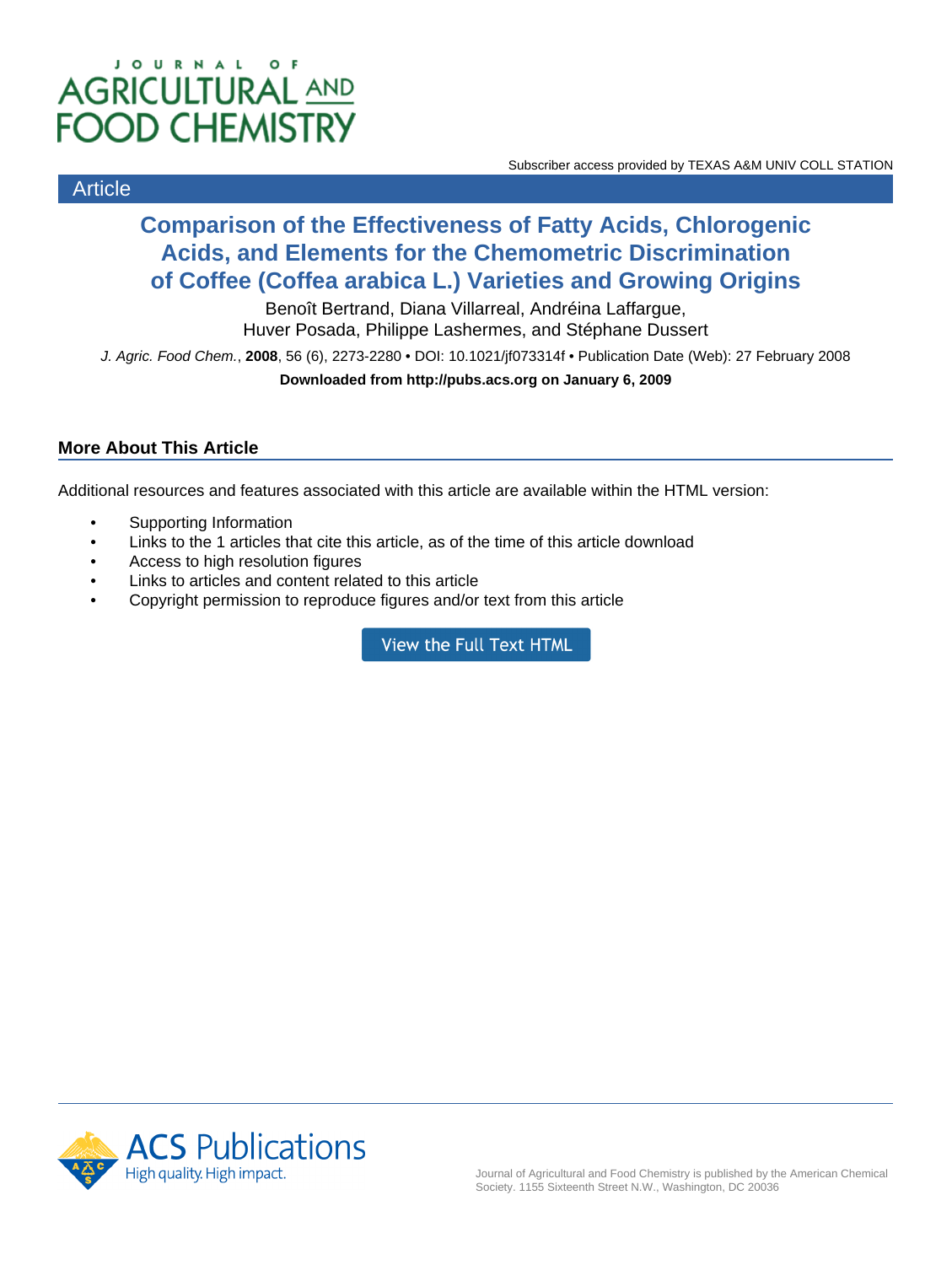Subscriber access provided by TEXAS A&M UNIV COLL STATION

Article

# Comparison of the Effectiveness of Fatty Acids, Chlorogenic Acids, and Elements for the Chemometric Discrimination of Coffee (Coffea arabica L.) Varieties and Growing Origins

Benoît Bertrand, Diana Villarreal, Andréina Laffargue, Huver Posada, Philippe Lashermes, and Stéphane Dussert

*J. Agric. Food Chem.*, **2008**, 56 (6), 2273-2280 • DOI: 10.1021/jf073314f • Publication Date (Web): 27 February 2008

**Downloaded from http://pubs.acs.org on January 6, 2009**

## More About This Article

Additional resources and features associated with this article are available within the HTML version:

- Supporting Information
- Links to the 1 articles that cite this article, as of the time of this article download
- Access to high resolution figures
- Links to articles and content related to this article
- Copyright permission to reproduce figures and/or text from this article

View the Full Text HTML

Journal of Agricultural and Food Chemistry is published by the American Chemical Society. 1155 Sixteenth Street N.W., Washington, DC 20036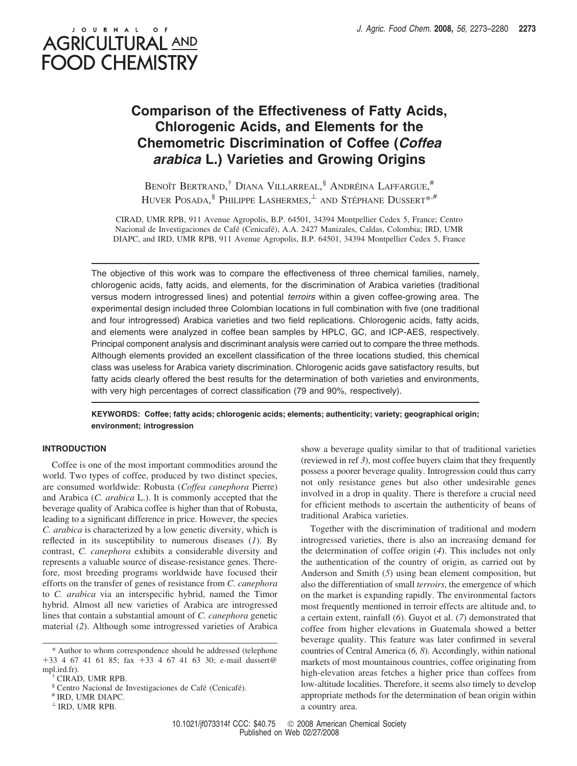# Comparison of the Effectiveness of Fatty Acids, Chlorogenic Acids, and Elements for the Chemometric Discrimination of Coffee (*Coffea arabica* L.) Varieties and Growing Origins

Benoît Bertrand,[†] Diana Villarreal,[§] Andréina Laffargue,[#] Huver Posada,[§] Philippe Lashermes,[⊥] and Stéphane Dussert*,[#]

CIRAD, UMR RPB, 911 Avenue Agropolis, B.P. 64501, 34394 Montpellier Cedex 5, France; Centro Nacional de Investigaciones de Café (Cenicafé), A.A. 2427 Manizales, Caldas, Colombia; IRD, UMR DIAPC, and IRD, UMR RPB, 911 Avenue Agropolis, B.P. 64501, 34394 Montpellier Cedex 5, France

The objective of this work was to compare the effectiveness of three chemical families, namely, chlorogenic acids, fatty acids, and elements, for the discrimination of Arabica varieties (traditional versus modern introgressed lines) and potential *terroirs* within a given coffee-growing area. The experimental design included three Colombian locations in full combination with five (one traditional and four introgressed) Arabica varieties and two field replications. Chlorogenic acids, fatty acids, and elements were analyzed in coffee bean samples by HPLC, GC, and ICP-AES, respectively. Principal component analysis and discriminant analysis were carried out to compare the three methods. Although elements provided an excellent classification of the three locations studied, this chemical class was useless for Arabica variety discrimination. Chlorogenic acids gave satisfactory results, but fatty acids clearly offered the best results for the determination of both varieties and environments, with very high percentages of correct classification (79 and 90%, respectively).

**KEYWORDS: Coffee; fatty acids; chlorogenic acids; elements; authenticity; variety; geographical origin; environment; introgression**

## INTRODUCTION

Coffee is one of the most important commodities around the world. Two types of coffee, produced by two distinct species, are consumed worldwide: Robusta (*Coffea canephora* Pierre) and Arabica (*C. arabica* L.). It is commonly accepted that the beverage quality of Arabica coffee is higher than that of Robusta, leading to a significant difference in price. However, the species *C. arabica* is characterized by a low genetic diversity, which is reflected in its susceptibility to numerous diseases (*1*). By contrast, *C. canephora* exhibits a considerable diversity and represents a valuable source of disease-resistance genes. Therefore, most breeding programs worldwide have focused their efforts on the transfer of genes of resistance from *C. canephora* to *C. arabica* via an interspecific hybrid, named the Timor hybrid. Almost all new varieties of Arabica are introgressed lines that contain a substantial amount of *C. canephora* genetic material (*2*). Although some introgressed varieties of Arabica show a beverage quality similar to that of traditional varieties (reviewed in ref *3*), most coffee buyers claim that they frequently possess a poorer beverage quality. Introgression could thus carry not only resistance genes but also other undesirable genes involved in a drop in quality. There is therefore a crucial need for efficient methods to ascertain the authenticity of beans of traditional Arabica varieties.

Together with the discrimination of traditional and modern introgressed varieties, there is also an increasing demand for the determination of coffee origin (*4*). This includes not only the authentication of the country of origin, as carried out by Anderson and Smith (*5*) using bean element composition, but also the differentiation of small *terroirs*, the emergence of which on the market is expanding rapidly. The environmental factors most frequently mentioned in terroir effects are altitude and, to a certain extent, rainfall (*6*). Guyot et al. (*7*) demonstrated that coffee from higher elevations in Guatemala showed a better beverage quality. This feature was later confirmed in several countries of Central America (*6, 8*). Accordingly, within national markets of most mountainous countries, coffee originating from high-elevation areas fetches a higher price than coffees from low-altitude localities. Therefore, it seems also timely to develop appropriate methods for the determination of bean origin within a country area.

\* Author to whom correspondence should be addressed (telephone +33 4 67 41 61 85; fax +33 4 67 41 63 30; e-mail dussert@mpl.ird.fr).

[†] CIRAD, UMR RPB.

[§] Centro Nacional de Investigaciones de Café (Cenicafé).

[#] IRD, UMR DIAPC.

[⊥] IRD, UMR RPB.

10.1021/jf073314f CCC: $40.75 © 2008 American Chemical Society
Published on Web 02/27/2008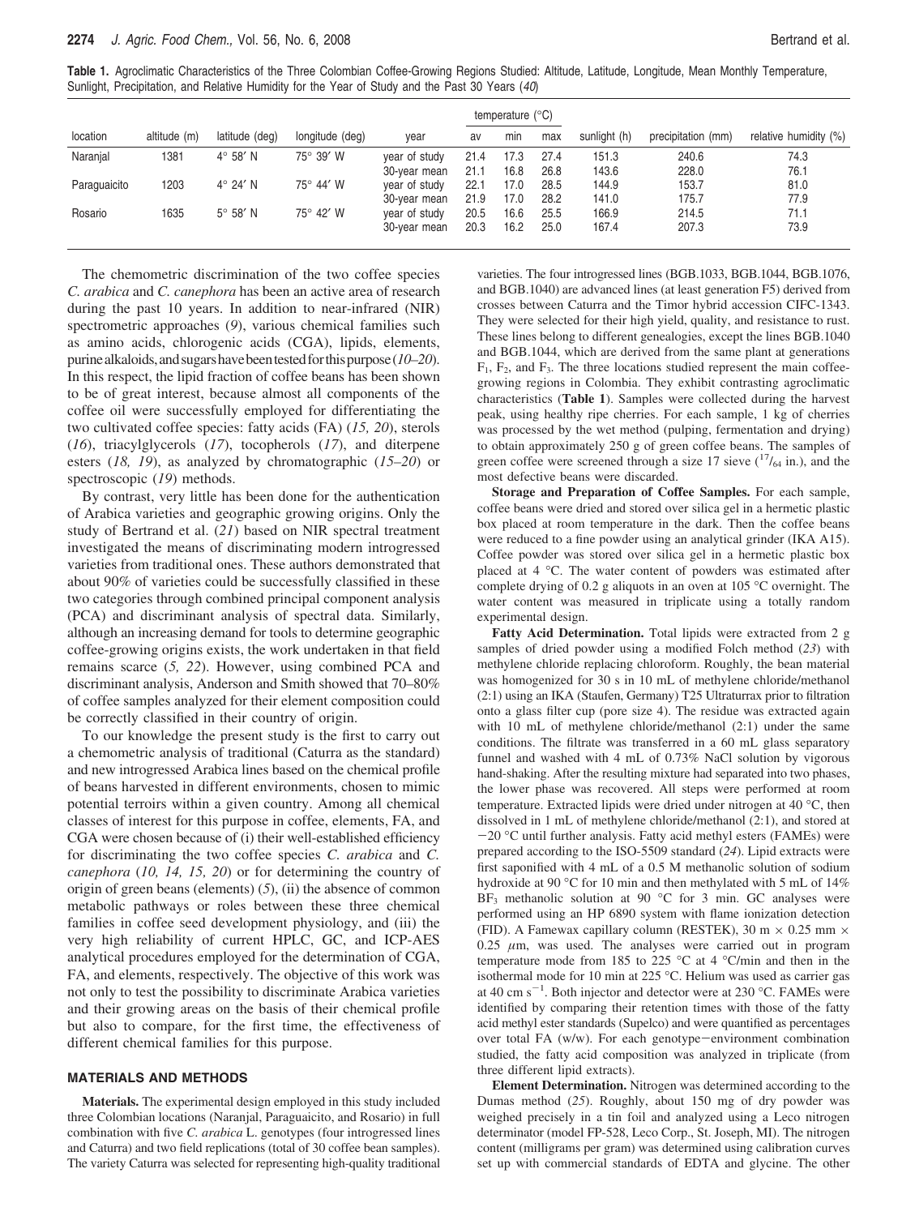**Table 1.** Agroclimatic Characteristics of the Three Colombian Coffee-Growing Regions Studied: Altitude, Latitude, Longitude, Mean Monthly Temperature, Sunlight, Precipitation, and Relative Humidity for the Year of Study and the Past 30 Years (*40*)

| location | altitude (m) | latitude (deg) | longitude (deg) | year | temperature (°C) | | | sunlight (h) | precipitation (mm) | relative humidity (%) |
|---|---|---|---|---|---|---|---|---|---|---|
| | | | | | av | min | max | | | |
| Naranjal | 1381 | 4° 58′ N | 75° 39′ W | year of study | 21.4 | 17.3 | 27.4 | 151.3 | 240.6 | 74.3 |
| | | | | 30-year mean | 21.1 | 16.8 | 26.8 | 143.6 | 228.0 | 76.1 |
| Paraguaicito | 1203 | 4° 24′ N | 75° 44′ W | year of study | 22.1 | 17.0 | 28.5 | 144.9 | 153.7 | 81.0 |
| | | | | 30-year mean | 21.9 | 17.0 | 28.2 | 141.0 | 175.7 | 77.9 |
| Rosario | 1635 | 5° 58′ N | 75° 42′ W | year of study | 20.5 | 16.6 | 25.5 | 166.9 | 214.5 | 71.1 |
| | | | | 30-year mean | 20.3 | 16.2 | 25.0 | 167.4 | 207.3 | 73.9 |

The chemometric discrimination of the two coffee species *C. arabica* and *C. canephora* has been an active area of research during the past 10 years. In addition to near-infrared (NIR) spectrometric approaches (*9*), various chemical families such as amino acids, chlorogenic acids (CGA), lipids, elements, purine alkaloids, and sugars have been tested for this purpose (*10–20*). In this respect, the lipid fraction of coffee beans has been shown to be of great interest, because almost all components of the coffee oil were successfully employed for differentiating the two cultivated coffee species: fatty acids (FA) (*15, 20*), sterols (*16*), triacylglycerols (*17*), tocopherols (*17*), and diterpene esters (*18, 19*), as analyzed by chromatographic (*15–20*) or spectroscopic (*19*) methods.

By contrast, very little has been done for the authentication of Arabica varieties and geographic growing origins. Only the study of Bertrand et al. (*21*) based on NIR spectral treatment investigated the means of discriminating modern introgressed varieties from traditional ones. These authors demonstrated that about 90% of varieties could be successfully classified in these two categories through combined principal component analysis (PCA) and discriminant analysis of spectral data. Similarly, although an increasing demand for tools to determine geographic coffee-growing origins exists, the work undertaken in that field remains scarce (*5, 22*). However, using combined PCA and discriminant analysis, Anderson and Smith showed that 70–80% of coffee samples analyzed for their element composition could be correctly classified in their country of origin.

To our knowledge the present study is the first to carry out a chemometric analysis of traditional (Caturra as the standard) and new introgressed Arabica lines based on the chemical profile of beans harvested in different environments, chosen to mimic potential terroirs within a given country. Among all chemical classes of interest for this purpose in coffee, elements, FA, and CGA were chosen because of (i) their well-established efficiency for discriminating the two coffee species *C. arabica* and *C. canephora* (*10, 14, 15, 20*) or for determining the country of origin of green beans (elements) (*5*), (ii) the absence of common metabolic pathways or roles between these three chemical families in coffee seed development physiology, and (iii) the very high reliability of current HPLC, GC, and ICP-AES analytical procedures employed for the determination of CGA, FA, and elements, respectively. The objective of this work was not only to test the possibility to discriminate Arabica varieties and their growing areas on the basis of their chemical profile but also to compare, for the first time, the effectiveness of different chemical families for this purpose.

## MATERIALS AND METHODS

**Materials.** The experimental design employed in this study included three Colombian locations (Naranjal, Paraguaicito, and Rosario) in full combination with five *C. arabica* L. genotypes (four introgressed lines and Caturra) and two field replications (total of 30 coffee bean samples). The variety Caturra was selected for representing high-quality traditional varieties. The four introgressed lines (BGB.1033, BGB.1044, BGB.1076, and BGB.1040) are advanced lines (at least generation F5) derived from crosses between Caturra and the Timor hybrid accession CIFC-1343. They were selected for their high yield, quality, and resistance to rust. These lines belong to different genealogies, except the lines BGB.1040 and BGB.1044, which are derived from the same plant at generations $F_1$, $F_2$, and $F_3$. The three locations studied represent the main coffee-growing regions in Colombia. They exhibit contrasting agroclimatic characteristics (**Table 1**). Samples were collected during the harvest peak, using healthy ripe cherries. For each sample, 1 kg of cherries was processed by the wet method (pulping, fermentation and drying) to obtain approximately 250 g of green coffee beans. The samples of green coffee were screened through a size 17 sieve ($^{17}/_{64}$ in.), and the most defective beans were discarded.

**Storage and Preparation of Coffee Samples.** For each sample, coffee beans were dried and stored over silica gel in a hermetic plastic box placed at room temperature in the dark. Then the coffee beans were reduced to a fine powder using an analytical grinder (IKA A15). Coffee powder was stored over silica gel in a hermetic plastic box placed at 4 °C. The water content of powders was estimated after complete drying of 0.2 g aliquots in an oven at 105 °C overnight. The water content was measured in triplicate using a totally random experimental design.

**Fatty Acid Determination.** Total lipids were extracted from 2 g samples of dried powder using a modified Folch method (*23*) with methylene chloride replacing chloroform. Roughly, the bean material was homogenized for 30 s in 10 mL of methylene chloride/methanol (2:1) using an IKA (Staufen, Germany) T25 Ultraturrax prior to filtration onto a glass filter cup (pore size 4). The residue was extracted again with 10 mL of methylene chloride/methanol (2:1) under the same conditions. The filtrate was transferred in a 60 mL glass separatory funnel and washed with 4 mL of 0.73% NaCl solution by vigorous hand-shaking. After the resulting mixture had separated into two phases, the lower phase was recovered. All steps were performed at room temperature. Extracted lipids were dried under nitrogen at 40 °C, then dissolved in 1 mL of methylene chloride/methanol (2:1), and stored at −20 °C until further analysis. Fatty acid methyl esters (FAMEs) were prepared according to the ISO-5509 standard (*24*). Lipid extracts were first saponified with 4 mL of a 0.5 M methanolic solution of sodium hydroxide at 90 °C for 10 min and then methylated with 5 mL of 14% $BF_3$ methanolic solution at 90 °C for 3 min. GC analyses were performed using an HP 6890 system with flame ionization detection (FID). A Famewax capillary column (RESTEK), 30 m × 0.25 mm × 0.25 μm, was used. The analyses were carried out in program temperature mode from 185 to 225 °C at 4 °C/min and then in the isothermal mode for 10 min at 225 °C. Helium was used as carrier gas at 40 cm $s^{-1}$. Both injector and detector were at 230 °C. FAMEs were identified by comparing their retention times with those of the fatty acid methyl ester standards (Supelco) and were quantified as percentages over total FA (w/w). For each genotype−environment combination studied, the fatty acid composition was analyzed in triplicate (from three different lipid extracts).

**Element Determination.** Nitrogen was determined according to the Dumas method (*25*). Roughly, about 150 mg of dry powder was weighed precisely in a tin foil and analyzed using a Leco nitrogen determinator (model FP-528, Leco Corp., St. Joseph, MI). The nitrogen content (milligrams per gram) was determined using calibration curves set up with commercial standards of EDTA and glycine. The other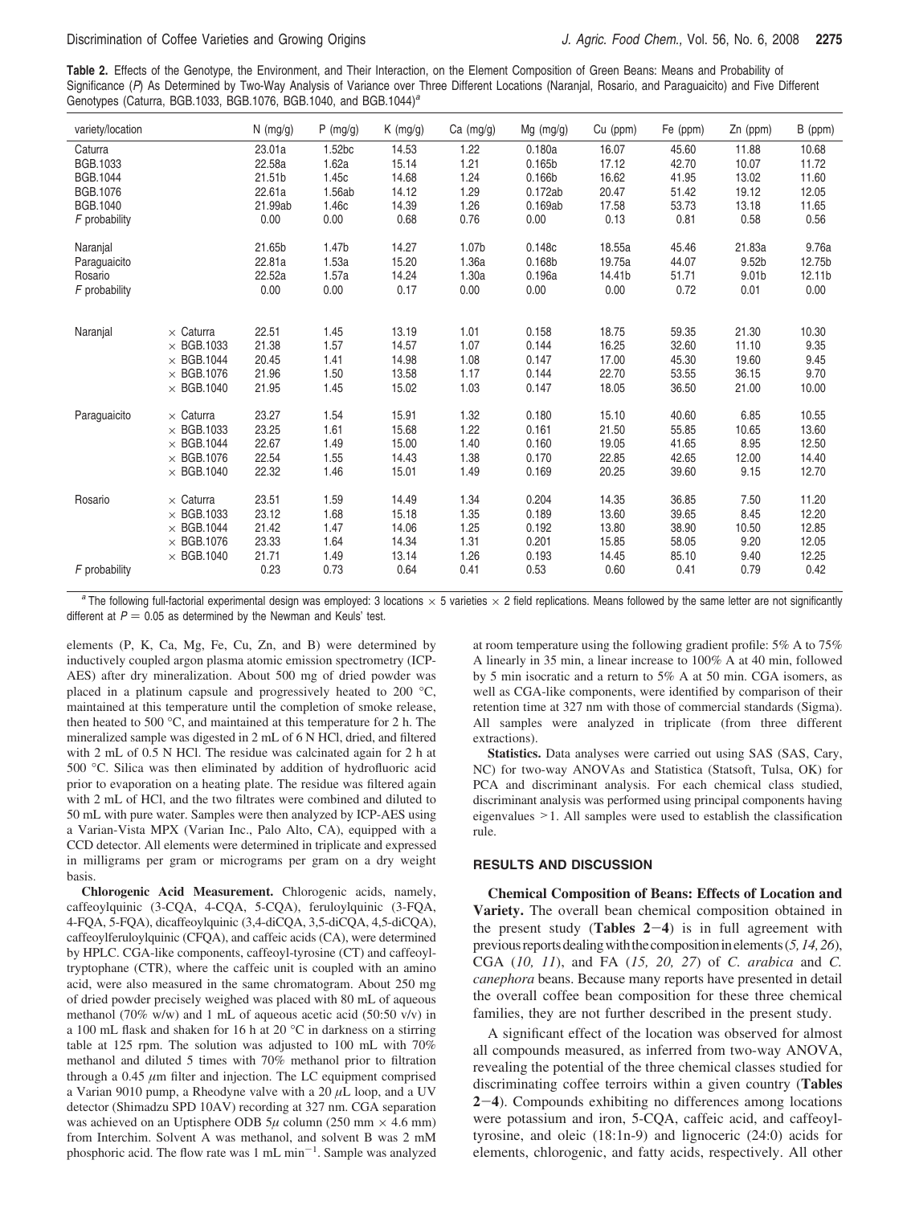**Table 2.** Effects of the Genotype, the Environment, and Their Interaction, on the Element Composition of Green Beans: Means and Probability of Significance (*P*) As Determined by Two-Way Analysis of Variance over Three Different Locations (Naranjal, Rosario, and Paraguaicito) and Five Different Genotypes (Caturra, BGB.1033, BGB.1076, BGB.1040, and BGB.1044)[a]

| variety/location | | N (mg/g) | P (mg/g) | K (mg/g) | Ca (mg/g) | Mg (mg/g) | Cu (ppm) | Fe (ppm) | Zn (ppm) | B (ppm) |
|---|---|---|---|---|---|---|---|---|---|---|
| Caturra | | 23.01a | 1.52bc | 14.53 | 1.22 | 0.180a | 16.07 | 45.60 | 11.88 | 10.68 |
| BGB.1033 | | 22.58a | 1.62a | 15.14 | 1.21 | 0.165b | 17.12 | 42.70 | 10.07 | 11.72 |
| BGB.1044 | | 21.51b | 1.45c | 14.68 | 1.24 | 0.166b | 16.62 | 41.95 | 13.02 | 11.60 |
| BGB.1076 | | 22.61a | 1.56ab | 14.12 | 1.29 | 0.172ab | 20.47 | 51.42 | 19.12 | 12.05 |
| BGB.1040 | | 21.99ab | 1.46c | 14.39 | 1.26 | 0.169ab | 17.58 | 53.73 | 13.18 | 11.65 |
| *F* probability | | 0.00 | 0.00 | 0.68 | 0.76 | 0.00 | 0.13 | 0.81 | 0.58 | 0.56 |
| Naranjal | | 21.65b | 1.47b | 14.27 | 1.07b | 0.148c | 18.55a | 45.46 | 21.83a | 9.76a |
| Paraguaicito | | 22.81a | 1.53a | 15.20 | 1.36a | 0.168b | 19.75a | 44.07 | 9.52b | 12.75b |
| Rosario | | 22.52a | 1.57a | 14.24 | 1.30a | 0.196a | 14.41b | 51.71 | 9.01b | 12.11b |
| *F* probability | | 0.00 | 0.00 | 0.17 | 0.00 | 0.00 | 0.00 | 0.72 | 0.01 | 0.00 |
| Naranjal | × Caturra | 22.51 | 1.45 | 13.19 | 1.01 | 0.158 | 18.75 | 59.35 | 21.30 | 10.30 |
| | × BGB.1033 | 21.38 | 1.57 | 14.57 | 1.07 | 0.144 | 16.25 | 32.60 | 11.10 | 9.35 |
| | × BGB.1044 | 20.45 | 1.41 | 14.98 | 1.08 | 0.147 | 17.00 | 45.30 | 19.60 | 9.45 |
| | × BGB.1076 | 21.96 | 1.50 | 13.58 | 1.17 | 0.144 | 22.70 | 53.55 | 36.15 | 9.70 |
| | × BGB.1040 | 21.95 | 1.45 | 15.02 | 1.03 | 0.147 | 18.05 | 36.50 | 21.00 | 10.00 |
| Paraguaicito | × Caturra | 23.27 | 1.54 | 15.91 | 1.32 | 0.180 | 15.10 | 40.60 | 6.85 | 10.55 |
| | × BGB.1033 | 23.25 | 1.61 | 15.68 | 1.22 | 0.161 | 21.50 | 55.85 | 10.65 | 13.60 |
| | × BGB.1044 | 22.67 | 1.49 | 15.00 | 1.40 | 0.160 | 19.05 | 41.65 | 8.95 | 12.50 |
| | × BGB.1076 | 22.54 | 1.55 | 14.43 | 1.38 | 0.170 | 22.85 | 42.65 | 12.00 | 14.40 |
| | × BGB.1040 | 22.32 | 1.46 | 15.01 | 1.49 | 0.169 | 20.25 | 39.60 | 9.15 | 12.70 |
| Rosario | × Caturra | 23.51 | 1.59 | 14.49 | 1.34 | 0.204 | 14.35 | 36.85 | 7.50 | 11.20 |
| | × BGB.1033 | 23.12 | 1.68 | 15.18 | 1.35 | 0.189 | 13.60 | 39.65 | 8.45 | 12.20 |
| | × BGB.1044 | 21.42 | 1.47 | 14.06 | 1.25 | 0.192 | 13.80 | 38.90 | 10.50 | 12.85 |
| | × BGB.1076 | 23.33 | 1.64 | 14.34 | 1.31 | 0.201 | 15.85 | 58.05 | 9.20 | 12.05 |
| | × BGB.1040 | 21.71 | 1.49 | 13.14 | 1.26 | 0.193 | 14.45 | 85.10 | 9.40 | 12.25 |
| *F* probability | | 0.23 | 0.73 | 0.64 | 0.41 | 0.53 | 0.60 | 0.41 | 0.79 | 0.42 |

[a] The following full-factorial experimental design was employed: 3 locations × 5 varieties × 2 field replications. Means followed by the same letter are not significantly different at $P = 0.05$ as determined by the Newman and Keuls' test.

elements (P, K, Ca, Mg, Fe, Cu, Zn, and B) were determined by inductively coupled argon plasma atomic emission spectrometry (ICP-AES) after dry mineralization. About 500 mg of dried powder was placed in a platinum capsule and progressively heated to 200 °C, maintained at this temperature until the completion of smoke release, then heated to 500 °C, and maintained at this temperature for 2 h. The mineralized sample was digested in 2 mL of 6 N HCl, dried, and filtered with 2 mL of 0.5 N HCl. The residue was calcinated again for 2 h at 500 °C. Silica was then eliminated by addition of hydrofluoric acid prior to evaporation on a heating plate. The residue was filtered again with 2 mL of HCl, and the two filtrates were combined and diluted to 50 mL with pure water. Samples were then analyzed by ICP-AES using a Varian-Vista MPX (Varian Inc., Palo Alto, CA), equipped with a CCD detector. All elements were determined in triplicate and expressed in milligrams per gram or micrograms per gram on a dry weight basis.

**Chlorogenic Acid Measurement.** Chlorogenic acids, namely, caffeoylquinic (3-CQA, 4-CQA, 5-CQA), feruloylquinic (3-FQA, 4-FQA, 5-FQA), dicaffeoylquinic (3,4-diCQA, 3,5-diCQA, 4,5-diCQA), caffeoylferuloylquinic (CFQA), and caffeic acids (CA), were determined by HPLC. CGA-like components, caffeoyl-tyrosine (CT) and caffeoyl-tryptophane (CTR), where the caffeic unit is coupled with an amino acid, were also measured in the same chromatogram. About 250 mg of dried powder precisely weighed was placed with 80 mL of aqueous methanol (70% w/w) and 1 mL of aqueous acetic acid (50:50 v/v) in a 100 mL flask and shaken for 16 h at 20 °C in darkness on a stirring table at 125 rpm. The solution was adjusted to 100 mL with 70% methanol and diluted 5 times with 70% methanol prior to filtration through a 0.45 μm filter and injection. The LC equipment comprised a Varian 9010 pump, a Rheodyne valve with a 20 μL loop, and a UV detector (Shimadzu SPD 10AV) recording at 327 nm. CGA separation was achieved on an Uptisphere ODB 5μ column (250 mm × 4.6 mm) from Interchim. Solvent A was methanol, and solvent B was 2 mM phosphoric acid. The flow rate was 1 mL min$^{-1}$. Sample was analyzed at room temperature using the following gradient profile: 5% A to 75% A linearly in 35 min, a linear increase to 100% A at 40 min, followed by 5 min isocratic and a return to 5% A at 50 min. CGA isomers, as well as CGA-like components, were identified by comparison of their retention time at 327 nm with those of commercial standards (Sigma). All samples were analyzed in triplicate (from three different extractions).

**Statistics.** Data analyses were carried out using SAS (SAS, Cary, NC) for two-way ANOVAs and Statistica (Statsoft, Tulsa, OK) for PCA and discriminant analysis. For each chemical class studied, discriminant analysis was performed using principal components having eigenvalues >1. All samples were used to establish the classification rule.

## RESULTS AND DISCUSSION

**Chemical Composition of Beans: Effects of Location and Variety.** The overall bean chemical composition obtained in the present study (**Tables 2–4**) is in full agreement with previous reports dealing with the composition in elements (*5, 14, 26*), CGA (*10, 11*), and FA (*15, 20, 27*) of *C. arabica* and *C. canephora* beans. Because many reports have presented in detail the overall coffee bean composition for these three chemical families, they are not further described in the present study.

A significant effect of the location was observed for almost all compounds measured, as inferred from two-way ANOVA, revealing the potential of the three chemical classes studied for discriminating coffee terroirs within a given country (**Tables 2–4**). Compounds exhibiting no differences among locations were potassium and iron, 5-CQA, caffeic acid, and caffeoyl-tyrosine, and oleic (18:1n-9) and lignoceric (24:0) acids for elements, chlorogenic, and fatty acids, respectively. All other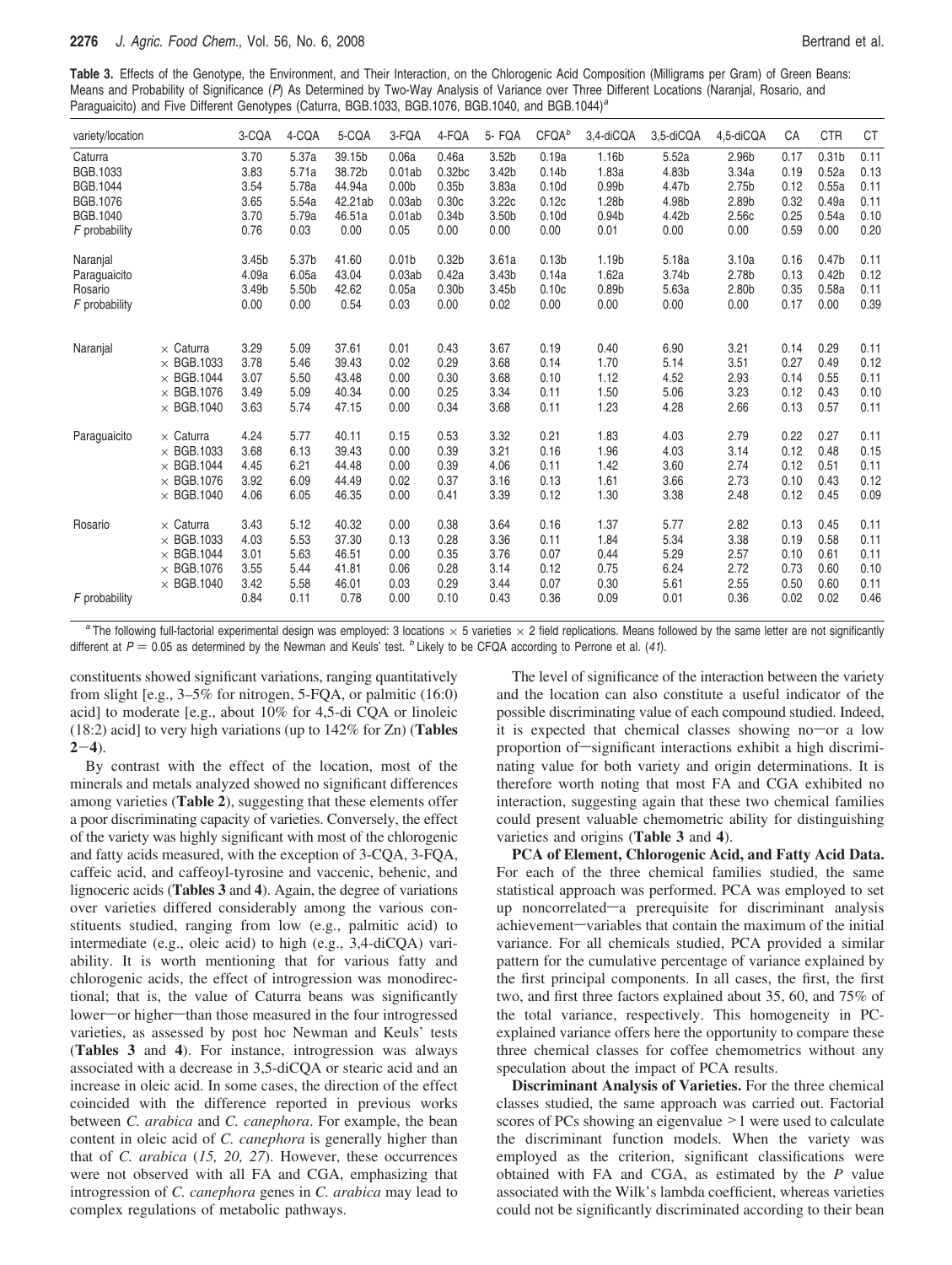**Table 3.** Effects of the Genotype, the Environment, and Their Interaction, on the Chlorogenic Acid Composition (Milligrams per Gram) of Green Beans: Means and Probability of Significance (*P*) As Determined by Two-Way Analysis of Variance over Three Different Locations (Naranjal, Rosario, and Paraguaicito) and Five Different Genotypes (Caturra, BGB.1033, BGB.1076, BGB.1040, and BGB.1044)[a]

| variety/location | | 3-CQA | 4-CQA | 5-CQA | 3-FQA | 4-FQA | 5- FQA | CFQA[b] | 3,4-diCQA | 3,5-diCQA | 4,5-diCQA | CA | CTR | CT |
|---|---|---|---|---|---|---|---|---|---|---|---|---|---|---|
| Caturra | | 3.70 | 5.37a | 39.15b | 0.06a | 0.46a | 3.52b | 0.19a | 1.16b | 5.52a | 2.96b | 0.17 | 0.31b | 0.11 |
| BGB.1033 | | 3.83 | 5.71a | 38.72b | 0.01ab | 0.32bc | 3.42b | 0.14b | 1.83a | 4.83b | 3.34a | 0.19 | 0.52a | 0.13 |
| BGB.1044 | | 3.54 | 5.78a | 44.94a | 0.00b | 0.35b | 3.83a | 0.10d | 0.99b | 4.47b | 2.75b | 0.12 | 0.55a | 0.11 |
| BGB.1076 | | 3.65 | 5.54a | 42.21ab | 0.03ab | 0.30c | 3.22c | 0.12c | 1.28b | 4.98b | 2.89b | 0.32 | 0.49a | 0.11 |
| BGB.1040 | | 3.70 | 5.79a | 46.51a | 0.01ab | 0.34b | 3.50b | 0.10d | 0.94b | 4.42b | 2.56c | 0.25 | 0.54a | 0.10 |
| *F* probability | | 0.76 | 0.03 | 0.00 | 0.05 | 0.00 | 0.00 | 0.00 | 0.01 | 0.00 | 0.00 | 0.59 | 0.00 | 0.20 |
| Naranjal | | 3.45b | 5.37b | 41.60 | 0.01b | 0.32b | 3.61a | 0.13b | 1.19b | 5.18a | 3.10a | 0.16 | 0.47b | 0.11 |
| Paraguaicito | | 4.09a | 6.05a | 43.04 | 0.03ab | 0.42a | 3.43b | 0.14a | 1.62a | 3.74b | 2.78b | 0.13 | 0.42b | 0.12 |
| Rosario | | 3.49b | 5.50b | 42.62 | 0.05a | 0.30b | 3.45b | 0.10c | 0.89b | 5.63a | 2.80b | 0.35 | 0.58a | 0.11 |
| *F* probability | | 0.00 | 0.00 | 0.54 | 0.03 | 0.00 | 0.02 | 0.00 | 0.00 | 0.00 | 0.00 | 0.17 | 0.00 | 0.39 |
| Naranjal | × Caturra | 3.29 | 5.09 | 37.61 | 0.01 | 0.43 | 3.67 | 0.19 | 0.40 | 6.90 | 3.21 | 0.14 | 0.29 | 0.11 |
| | × BGB.1033 | 3.78 | 5.46 | 39.43 | 0.02 | 0.29 | 3.68 | 0.14 | 1.70 | 5.14 | 3.51 | 0.27 | 0.49 | 0.12 |
| | × BGB.1044 | 3.07 | 5.50 | 43.48 | 0.00 | 0.30 | 3.68 | 0.10 | 1.12 | 4.52 | 2.93 | 0.14 | 0.55 | 0.11 |
| | × BGB.1076 | 3.49 | 5.09 | 40.34 | 0.00 | 0.25 | 3.34 | 0.11 | 1.50 | 5.06 | 3.23 | 0.12 | 0.43 | 0.10 |
| | × BGB.1040 | 3.63 | 5.74 | 47.15 | 0.00 | 0.34 | 3.68 | 0.11 | 1.23 | 4.28 | 2.66 | 0.13 | 0.57 | 0.11 |
| Paraguaicito | × Caturra | 4.24 | 5.77 | 40.11 | 0.15 | 0.53 | 3.32 | 0.21 | 1.83 | 4.03 | 2.79 | 0.22 | 0.27 | 0.11 |
| | × BGB.1033 | 3.68 | 6.13 | 39.43 | 0.00 | 0.39 | 3.21 | 0.16 | 1.96 | 4.03 | 3.14 | 0.12 | 0.48 | 0.15 |
| | × BGB.1044 | 4.45 | 6.21 | 44.48 | 0.00 | 0.39 | 4.06 | 0.11 | 1.42 | 3.60 | 2.74 | 0.12 | 0.51 | 0.11 |
| | × BGB.1076 | 3.92 | 6.09 | 44.49 | 0.02 | 0.37 | 3.16 | 0.13 | 1.61 | 3.66 | 2.73 | 0.10 | 0.43 | 0.12 |
| | × BGB.1040 | 4.06 | 6.05 | 46.35 | 0.00 | 0.41 | 3.39 | 0.12 | 1.30 | 3.38 | 2.48 | 0.12 | 0.45 | 0.09 |
| Rosario | × Caturra | 3.43 | 5.12 | 40.32 | 0.00 | 0.38 | 3.64 | 0.16 | 1.37 | 5.77 | 2.82 | 0.13 | 0.45 | 0.11 |
| | × BGB.1033 | 4.03 | 5.53 | 37.30 | 0.13 | 0.28 | 3.36 | 0.11 | 1.84 | 5.34 | 3.38 | 0.19 | 0.58 | 0.11 |
| | × BGB.1044 | 3.01 | 5.63 | 46.51 | 0.00 | 0.35 | 3.76 | 0.07 | 0.44 | 5.29 | 2.57 | 0.10 | 0.61 | 0.11 |
| | × BGB.1076 | 3.55 | 5.44 | 41.81 | 0.06 | 0.28 | 3.14 | 0.12 | 0.75 | 6.24 | 2.72 | 0.73 | 0.60 | 0.10 |
| | × BGB.1040 | 3.42 | 5.58 | 46.01 | 0.03 | 0.29 | 3.44 | 0.07 | 0.30 | 5.61 | 2.55 | 0.50 | 0.60 | 0.11 |
| *F* probability | | 0.84 | 0.11 | 0.78 | 0.00 | 0.10 | 0.43 | 0.36 | 0.09 | 0.01 | 0.36 | 0.02 | 0.02 | 0.46 |

[a] The following full-factorial experimental design was employed: 3 locations × 5 varieties × 2 field replications. Means followed by the same letter are not significantly different at $P = 0.05$ as determined by the Newman and Keuls' test. [b] Likely to be CFQA according to Perrone et al. (*41*).

constituents showed significant variations, ranging quantitatively from slight [e.g., 3–5% for nitrogen, 5-FQA, or palmitic (16:0) acid] to moderate [e.g., about 10% for 4,5-di CQA or linoleic (18:2) acid] to very high variations (up to 142% for Zn) (**Tables 2–4**).

By contrast with the effect of the location, most of the minerals and metals analyzed showed no significant differences among varieties (**Table 2**), suggesting that these elements offer a poor discriminating capacity of varieties. Conversely, the effect of the variety was highly significant with most of the chlorogenic and fatty acids measured, with the exception of 3-CQA, 3-FQA, caffeic acid, and caffeoyl-tyrosine and vaccenic, behenic, and lignoceric acids (**Tables 3** and **4**). Again, the degree of variations over varieties differed considerably among the various constituents studied, ranging from low (e.g., palmitic acid) to intermediate (e.g., oleic acid) to high (e.g., 3,4-diCQA) variability. It is worth mentioning that for various fatty and chlorogenic acids, the effect of introgression was monodirectional; that is, the value of Caturra beans was significantly lower—or higher—than those measured in the four introgressed varieties, as assessed by post hoc Newman and Keuls' tests (**Tables 3** and **4**). For instance, introgression was always associated with a decrease in 3,5-diCQA or stearic acid and an increase in oleic acid. In some cases, the direction of the effect coincided with the difference reported in previous works between *C. arabica* and *C. canephora*. For example, the bean content in oleic acid of *C. canephora* is generally higher than that of *C. arabica* (*15, 20, 27*). However, these occurrences were not observed with all FA and CGA, emphasizing that introgression of *C. canephora* genes in *C. arabica* may lead to complex regulations of metabolic pathways.

The level of significance of the interaction between the variety and the location can also constitute a useful indicator of the possible discriminating value of each compound studied. Indeed, it is expected that chemical classes showing no—or a low proportion of—significant interactions exhibit a high discriminating value for both variety and origin determinations. It is therefore worth noting that most FA and CGA exhibited no interaction, suggesting again that these two chemical families could present valuable chemometric ability for distinguishing varieties and origins (**Table 3** and **4**).

**PCA of Element, Chlorogenic Acid, and Fatty Acid Data.** For each of the three chemical families studied, the same statistical approach was performed. PCA was employed to set up noncorrelated—a prerequisite for discriminant analysis achievement—variables that contain the maximum of the initial variance. For all chemicals studied, PCA provided a similar pattern for the cumulative percentage of variance explained by the first principal components. In all cases, the first, the first two, and first three factors explained about 35, 60, and 75% of the total variance, respectively. This homogeneity in PC-explained variance offers here the opportunity to compare these three chemical classes for coffee chemometrics without any speculation about the impact of PCA results.

**Discriminant Analysis of Varieties.** For the three chemical classes studied, the same approach was carried out. Factorial scores of PCs showing an eigenvalue >1 were used to calculate the discriminant function models. When the variety was employed as the criterion, significant classifications were obtained with FA and CGA, as estimated by the *P* value associated with the Wilk's lambda coefficient, whereas varieties could not be significantly discriminated according to their bean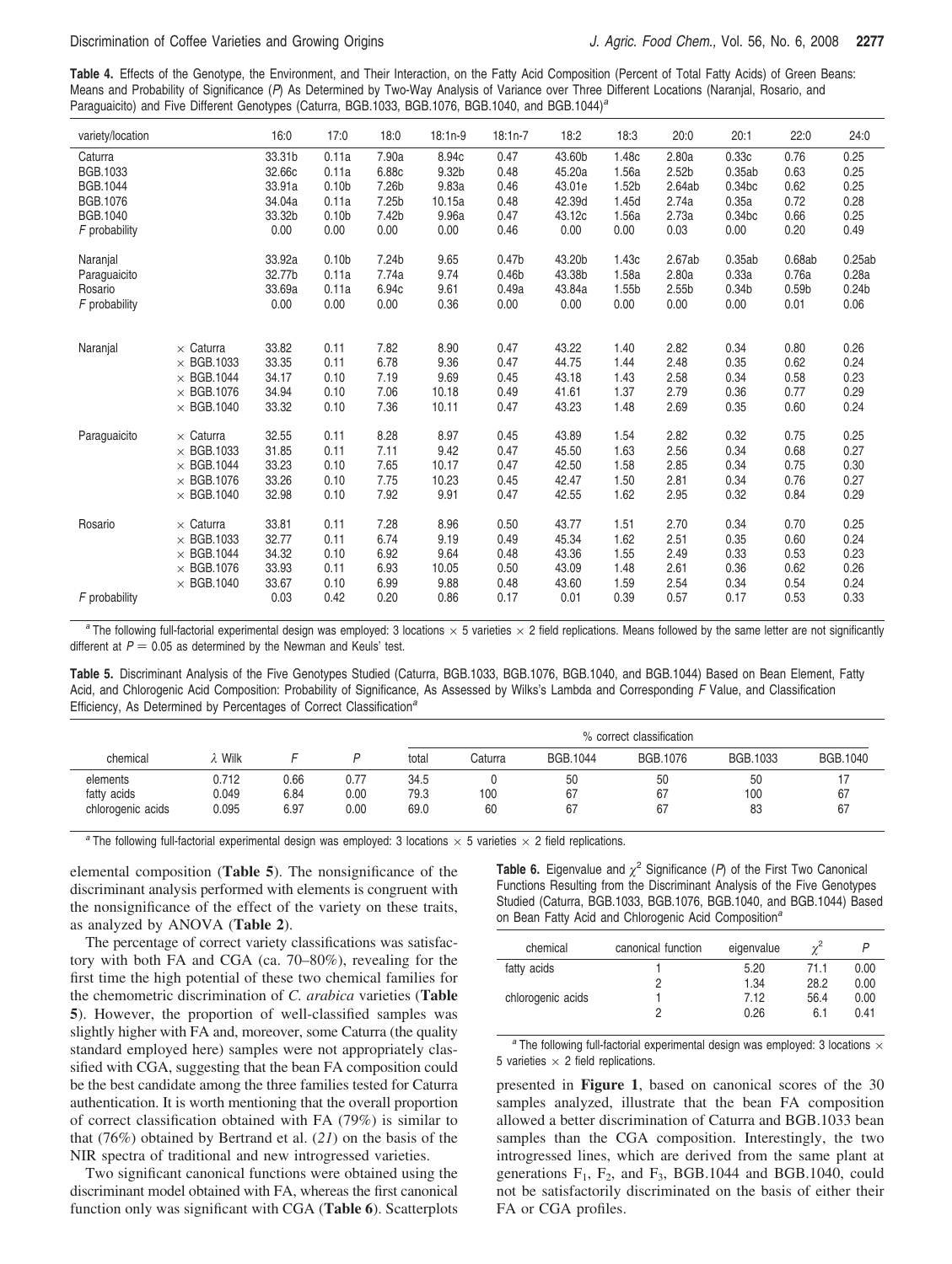**Table 4.** Effects of the Genotype, the Environment, and Their Interaction, on the Fatty Acid Composition (Percent of Total Fatty Acids) of Green Beans: Means and Probability of Significance (*P*) As Determined by Two-Way Analysis of Variance over Three Different Locations (Naranjal, Rosario, and Paraguaicito) and Five Different Genotypes (Caturra, BGB.1033, BGB.1076, BGB.1040, and BGB.1044)[a]

| variety/location | | 16:0 | 17:0 | 18:0 | 18:1n-9 | 18:1n-7 | 18:2 | 18:3 | 20:0 | 20:1 | 22:0 | 24:0 |
|---|---|---|---|---|---|---|---|---|---|---|---|---|
| Caturra | | 33.31b | 0.11a | 7.90a | 8.94c | 0.47 | 43.60b | 1.48c | 2.80a | 0.33c | 0.76 | 0.25 |
| BGB.1033 | | 32.66c | 0.11a | 6.88c | 9.32b | 0.48 | 45.20a | 1.56a | 2.52b | 0.35ab | 0.63 | 0.25 |
| BGB.1044 | | 33.91a | 0.10b | 7.26b | 9.83a | 0.46 | 43.01e | 1.52b | 2.64ab | 0.34bc | 0.62 | 0.25 |
| BGB.1076 | | 34.04a | 0.11a | 7.25b | 10.15a | 0.48 | 42.39d | 1.45d | 2.74a | 0.35a | 0.72 | 0.28 |
| BGB.1040 | | 33.32b | 0.10b | 7.42b | 9.96a | 0.47 | 43.12c | 1.56a | 2.73a | 0.34bc | 0.66 | 0.25 |
| *F* probability | | 0.00 | 0.00 | 0.00 | 0.00 | 0.46 | 0.00 | 0.00 | 0.03 | 0.00 | 0.20 | 0.49 |
| Naranjal | | 33.92a | 0.10b | 7.24b | 9.65 | 0.47b | 43.20b | 1.43c | 2.67ab | 0.35ab | 0.68ab | 0.25ab |
| Paraguaicito | | 32.77b | 0.11a | 7.74a | 9.74 | 0.46b | 43.38b | 1.58a | 2.80a | 0.33a | 0.76a | 0.28a |
| Rosario | | 33.69a | 0.11a | 6.94c | 9.61 | 0.49a | 43.84a | 1.55b | 2.55b | 0.34b | 0.59b | 0.24b |
| *F* probability | | 0.00 | 0.00 | 0.00 | 0.36 | 0.00 | 0.00 | 0.00 | 0.00 | 0.00 | 0.01 | 0.06 |
| Naranjal | × Caturra | 33.82 | 0.11 | 7.82 | 8.90 | 0.47 | 43.22 | 1.40 | 2.82 | 0.34 | 0.80 | 0.26 |
| | × BGB.1033 | 33.35 | 0.11 | 6.78 | 9.36 | 0.47 | 44.75 | 1.44 | 2.48 | 0.35 | 0.62 | 0.24 |
| | × BGB.1044 | 34.17 | 0.10 | 7.19 | 9.69 | 0.45 | 43.18 | 1.43 | 2.58 | 0.34 | 0.58 | 0.23 |
| | × BGB.1076 | 34.94 | 0.10 | 7.06 | 10.18 | 0.49 | 41.61 | 1.37 | 2.79 | 0.36 | 0.77 | 0.29 |
| | × BGB.1040 | 33.32 | 0.10 | 7.36 | 10.11 | 0.47 | 43.23 | 1.48 | 2.69 | 0.35 | 0.60 | 0.24 |
| Paraguaicito | × Caturra | 32.55 | 0.11 | 8.28 | 8.97 | 0.45 | 43.89 | 1.54 | 2.82 | 0.32 | 0.75 | 0.25 |
| | × BGB.1033 | 31.85 | 0.11 | 7.11 | 9.42 | 0.47 | 45.50 | 1.63 | 2.56 | 0.34 | 0.68 | 0.27 |
| | × BGB.1044 | 33.23 | 0.10 | 7.65 | 10.17 | 0.47 | 42.50 | 1.58 | 2.85 | 0.34 | 0.75 | 0.30 |
| | × BGB.1076 | 33.26 | 0.10 | 7.75 | 10.23 | 0.45 | 42.47 | 1.50 | 2.81 | 0.34 | 0.76 | 0.27 |
| | × BGB.1040 | 32.98 | 0.10 | 7.92 | 9.91 | 0.47 | 42.55 | 1.62 | 2.95 | 0.32 | 0.84 | 0.29 |
| Rosario | × Caturra | 33.81 | 0.11 | 7.28 | 8.96 | 0.50 | 43.77 | 1.51 | 2.70 | 0.34 | 0.70 | 0.25 |
| | × BGB.1033 | 32.77 | 0.11 | 6.74 | 9.19 | 0.49 | 45.34 | 1.62 | 2.51 | 0.35 | 0.60 | 0.24 |
| | × BGB.1044 | 34.32 | 0.10 | 6.92 | 9.64 | 0.48 | 43.36 | 1.55 | 2.49 | 0.33 | 0.53 | 0.23 |
| | × BGB.1076 | 33.93 | 0.11 | 6.93 | 10.05 | 0.50 | 43.09 | 1.48 | 2.61 | 0.36 | 0.62 | 0.26 |
| | × BGB.1040 | 33.67 | 0.10 | 6.99 | 9.88 | 0.48 | 43.60 | 1.59 | 2.54 | 0.34 | 0.54 | 0.24 |
| *F* probability | | 0.03 | 0.42 | 0.20 | 0.86 | 0.17 | 0.01 | 0.39 | 0.57 | 0.17 | 0.53 | 0.33 |

[a] The following full-factorial experimental design was employed: 3 locations × 5 varieties × 2 field replications. Means followed by the same letter are not significantly different at $P = 0.05$ as determined by the Newman and Keuls' test.

**Table 5.** Discriminant Analysis of the Five Genotypes Studied (Caturra, BGB.1033, BGB.1076, BGB.1040, and BGB.1044) Based on Bean Element, Fatty Acid, and Chlorogenic Acid Composition: Probability of Significance, As Assessed by Wilks's Lambda and Corresponding *F* Value, and Classification Efficiency, As Determined by Percentages of Correct Classification[a]

| | | | | % correct classification | | | | | |
|---|---|---|---|---|---|---|---|---|---|
| chemical | $\lambda$ Wilk | *F* | *P* | total | Caturra | BGB.1044 | BGB.1076 | BGB.1033 | BGB.1040 |
| elements | 0.712 | 0.66 | 0.77 | 34.5 | 0 | 50 | 50 | 50 | 17 |
| fatty acids | 0.049 | 6.84 | 0.00 | 79.3 | 100 | 67 | 67 | 100 | 67 |
| chlorogenic acids | 0.095 | 6.97 | 0.00 | 69.0 | 60 | 67 | 67 | 83 | 67 |

[a] The following full-factorial experimental design was employed: 3 locations × 5 varieties × 2 field replications.

elemental composition (**Table 5**). The nonsignificance of the discriminant analysis performed with elements is congruent with the nonsignificance of the effect of the variety on these traits, as analyzed by ANOVA (**Table 2**).

The percentage of correct variety classifications was satisfactory with both FA and CGA (ca. 70–80%), revealing for the first time the high potential of these two chemical families for the chemometric discrimination of *C. arabica* varieties (**Table 5**). However, the proportion of well-classified samples was slightly higher with FA and, moreover, some Caturra (the quality standard employed here) samples were not appropriately classified with CGA, suggesting that the bean FA composition could be the best candidate among the three families tested for Caturra authentication. It is worth mentioning that the overall proportion of correct classification obtained with FA (79%) is similar to that (76%) obtained by Bertrand et al. (*21*) on the basis of the NIR spectra of traditional and new introgressed varieties.

Two significant canonical functions were obtained using the discriminant model obtained with FA, whereas the first canonical function only was significant with CGA (**Table 6**). Scatterplots presented in **Figure 1**, based on canonical scores of the 30 samples analyzed, illustrate that the bean FA composition allowed a better discrimination of Caturra and BGB.1033 bean samples than the CGA composition. Interestingly, the two introgressed lines, which are derived from the same plant at generations $F_1$, $F_2$, and $F_3$, BGB.1044 and BGB.1040, could not be satisfactorily discriminated on the basis of either their FA or CGA profiles.

**Table 6.** Eigenvalue and $\chi^2$ Significance (*P*) of the First Two Canonical Functions Resulting from the Discriminant Analysis of the Five Genotypes Studied (Caturra, BGB.1033, BGB.1076, BGB.1040, and BGB.1044) Based on Bean Fatty Acid and Chlorogenic Acid Composition[a]

| chemical | canonical function | eigenvalue | $\chi^2$ | *P* |
|---|---|---|---|---|
| fatty acids | 1 | 5.20 | 71.1 | 0.00 |
| | 2 | 1.34 | 28.2 | 0.00 |
| chlorogenic acids | 1 | 7.12 | 56.4 | 0.00 |
| | 2 | 0.26 | 6.1 | 0.41 |

[a] The following full-factorial experimental design was employed: 3 locations × 5 varieties × 2 field replications.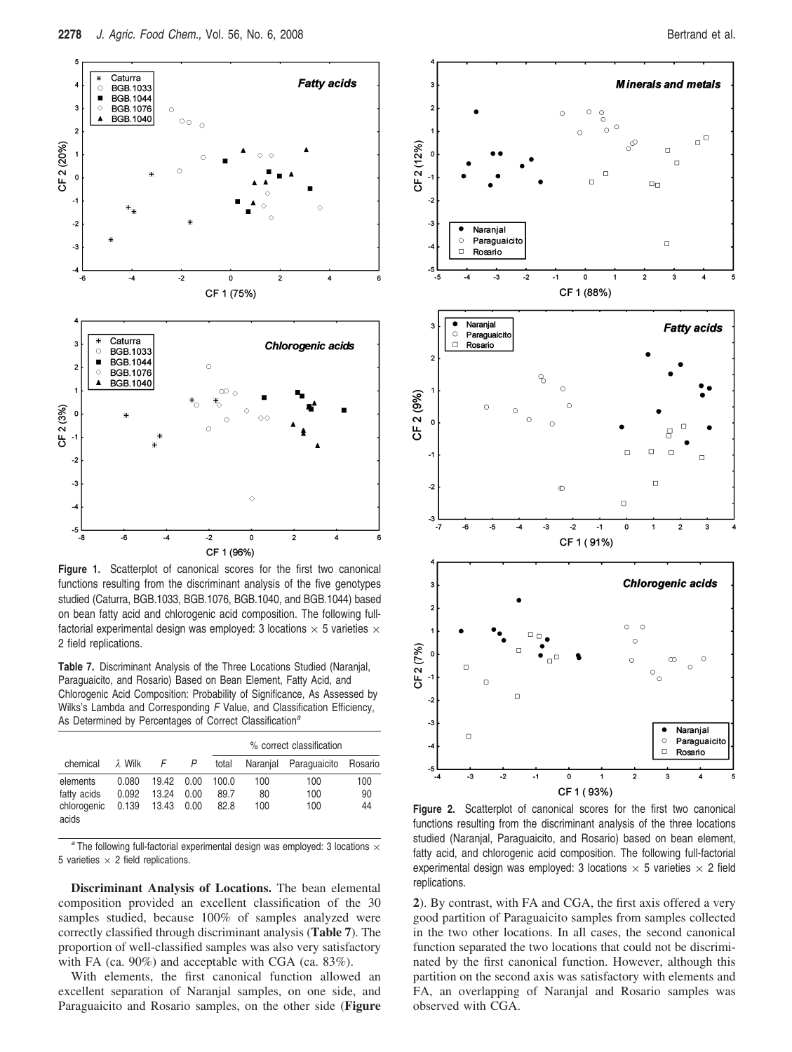**Figure 1.** Scatterplot of canonical scores for the first two canonical functions resulting from the discriminant analysis of the five genotypes studied (Caturra, BGB.1033, BGB.1076, BGB.1040, and BGB.1044) based on bean fatty acid and chlorogenic acid composition. The following full-factorial experimental design was employed: 3 locations × 5 varieties × 2 field replications.

**Table 7.** Discriminant Analysis of the Three Locations Studied (Naranjal, Paraguaicito, and Rosario) Based on Bean Element, Fatty Acid, and Chlorogenic Acid Composition: Probability of Significance, As Assessed by Wilks's Lambda and Corresponding *F* Value, and Classification Efficiency, As Determined by Percentages of Correct Classification[a]

| chemical | $\lambda$ Wilk | *F* | *P* | % correct classification | | | |
|---|---|---|---|---|---|---|---|
| | | | | total | Naranjal | Paraguaicito | Rosario |
| elements | 0.080 | 19.42 | 0.00 | 100.0 | 100 | 100 | 100 |
| fatty acids | 0.092 | 13.24 | 0.00 | 89.7 | 80 | 100 | 90 |
| chlorogenic acids | 0.139 | 13.43 | 0.00 | 82.8 | 100 | 100 | 44 |

[a] The following full-factorial experimental design was employed: 3 locations × 5 varieties × 2 field replications.

**Discriminant Analysis of Locations.** The bean elemental composition provided an excellent classification of the 30 samples studied, because 100% of samples analyzed were correctly classified through discriminant analysis (**Table 7**). The proportion of well-classified samples was also very satisfactory with FA (ca. 90%) and acceptable with CGA (ca. 83%).

With elements, the first canonical function allowed an excellent separation of Naranjal samples, on one side, and Paraguaicito and Rosario samples, on the other side (**Figure 2**). By contrast, with FA and CGA, the first axis offered a very good partition of Paraguaicito samples from samples collected in the two other locations. In all cases, the second canonical function separated the two locations that could not be discriminated by the first canonical function. However, although this partition on the second axis was satisfactory with elements and FA, an overlapping of Naranjal and Rosario samples was observed with CGA.

**Figure 2.** Scatterplot of canonical scores for the first two canonical functions resulting from the discriminant analysis of the three locations studied (Naranjal, Paraguaicito, and Rosario) based on bean element, fatty acid, and chlorogenic acid composition. The following full-factorial experimental design was employed: 3 locations × 5 varieties × 2 field replications.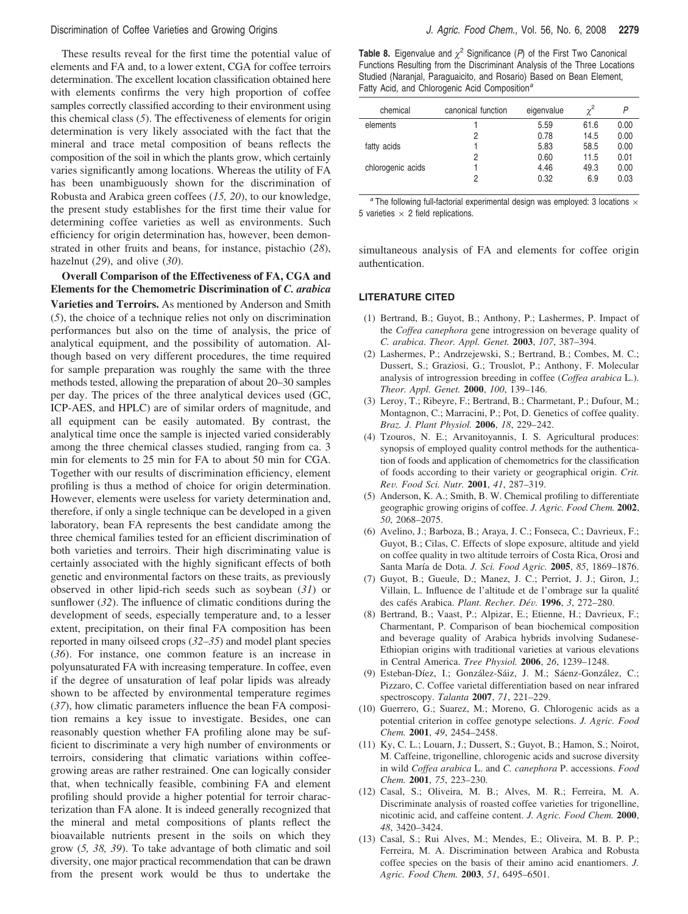These results reveal for the first time the potential value of elements and FA and, to a lower extent, CGA for coffee terroirs determination. The excellent location classification obtained here with elements confirms the very high proportion of coffee samples correctly classified according to their environment using this chemical class (*5*). The effectiveness of elements for origin determination is very likely associated with the fact that the mineral and trace metal composition of beans reflects the composition of the soil in which the plants grow, which certainly varies significantly among locations. Whereas the utility of FA has been unambiguously shown for the discrimination of Robusta and Arabica green coffees (*15, 20*), to our knowledge, the present study establishes for the first time their value for determining coffee varieties as well as environments. Such efficiency for origin determination has, however, been demonstrated in other fruits and beans, for instance, pistachio (*28*), hazelnut (*29*), and olive (*30*).

**Overall Comparison of the Effectiveness of FA, CGA and Elements for the Chemometric Discrimination of *C. arabica* Varieties and Terroirs.** As mentioned by Anderson and Smith (*5*), the choice of a technique relies not only on discrimination performances but also on the time of analysis, the price of analytical equipment, and the possibility of automation. Although based on very different procedures, the time required for sample preparation was roughly the same with the three methods tested, allowing the preparation of about 20–30 samples per day. The prices of the three analytical devices used (GC, ICP-AES, and HPLC) are of similar orders of magnitude, and all equipment can be easily automated. By contrast, the analytical time once the sample is injected varied considerably among the three chemical classes studied, ranging from ca. 3 min for elements to 25 min for FA to about 50 min for CGA. Together with our results of discrimination efficiency, element profiling is thus a method of choice for origin determination. However, elements were useless for variety determination and, therefore, if only a single technique can be developed in a given laboratory, bean FA represents the best candidate among the three chemical families tested for an efficient discrimination of both varieties and terroirs. Their high discriminating value is certainly associated with the highly significant effects of both genetic and environmental factors on these traits, as previously observed in other lipid-rich seeds such as soybean (*31*) or sunflower (*32*). The influence of climatic conditions during the development of seeds, especially temperature and, to a lesser extent, precipitation, on their final FA composition has been reported in many oilseed crops (*32–35*) and model plant species (*36*). For instance, one common feature is an increase in polyunsaturated FA with increasing temperature. In coffee, even if the degree of unsaturation of leaf polar lipids was already shown to be affected by environmental temperature regimes (*37*), how climatic parameters influence the bean FA composition remains a key issue to investigate. Besides, one can reasonably question whether FA profiling alone may be sufficient to discriminate a very high number of environments or terroirs, considering that climatic variations within coffee-growing areas are rather restrained. One can logically consider that, when technically feasible, combining FA and element profiling should provide a higher potential for terroir characterization than FA alone. It is indeed generally recognized that the mineral and metal compositions of plants reflect the bioavailable nutrients present in the soils on which they grow (*5, 38, 39*). To take advantage of both climatic and soil diversity, one major practical recommendation that can be drawn from the present work would be thus to undertake the simultaneous analysis of FA and elements for coffee origin authentication.

**Table 8.** Eigenvalue and $\chi^2$ Significance ($P$) of the First Two Canonical Functions Resulting from the Discriminant Analysis of the Three Locations Studied (Naranjal, Paraguaicito, and Rosario) Based on Bean Element, Fatty Acid, and Chlorogenic Acid Composition[a]

| chemical | canonical function | eigenvalue | $\chi^2$ | $P$ |
|---|---|---|---|---|
| elements | 1 | 5.59 | 61.6 | 0.00 |
| | 2 | 0.78 | 14.5 | 0.00 |
| fatty acids | 1 | 5.83 | 58.5 | 0.00 |
| | 2 | 0.60 | 11.5 | 0.01 |
| chlorogenic acids | 1 | 4.46 | 49.3 | 0.00 |
| | 2 | 0.32 | 6.9 | 0.03 |

[a] The following full-factorial experimental design was employed: 3 locations × 5 varieties × 2 field replications.

## LITERATURE CITED

(1) Bertrand, B.; Guyot, B.; Anthony, P.; Lashermes, P. Impact of the *Coffea canephora* gene introgression on beverage quality of *C. arabica*. *Theor. Appl. Genet.* **2003**, *107*, 387–394.

(2) Lashermes, P.; Andrzejewski, S.; Bertrand, B.; Combes, M. C.; Dussert, S.; Graziosi, G.; Trouslot, P.; Anthony, F. Molecular analysis of introgression breeding in coffee (*Coffea arabica* L.). *Theor. Appl. Genet.* **2000**, *100*, 139–146.

(3) Leroy, T.; Ribeyre, F.; Bertrand, B.; Charmetant, P.; Dufour, M.; Montagnon, C.; Marracini, P.; Pot, D. Genetics of coffee quality. *Braz. J. Plant Physiol.* **2006**, *18*, 229–242.

(4) Tzouros, N. E.; Arvanitoyannis, I. S. Agricultural produces: synopsis of employed quality control methods for the authentication of foods and application of chemometrics for the classification of foods according to their variety or geographical origin. *Crit. Rev. Food Sci. Nutr.* **2001**, *41*, 287–319.

(5) Anderson, K. A.; Smith, B. W. Chemical profiling to differentiate geographic growing origins of coffee. *J. Agric. Food Chem.* **2002**, *50*, 2068–2075.

(6) Avelino, J.; Barboza, B.; Araya, J. C.; Fonseca, C.; Davrieux, F.; Guyot, B.; Cilas, C. Effects of slope exposure, altitude and yield on coffee quality in two altitude terroirs of Costa Rica, Orosi and Santa María de Dota. *J. Sci. Food Agric.* **2005**, *85*, 1869–1876.

(7) Guyot, B.; Gueule, D.; Manez, J. C.; Perriot, J. J.; Giron, J.; Villain, L. Influence de l'altitude et de l'ombrage sur la qualité des cafés Arabica. *Plant. Recher. Dév.* **1996**, *3*, 272–280.

(8) Bertrand, B.; Vaast, P.; Alpizar, E.; Etienne, H.; Davrieux, F.; Charmentant, P. Comparison of bean biochemical composition and beverage quality of Arabica hybrids involving Sudanese-Ethiopian origins with traditional varieties at various elevations in Central America. *Tree Physiol.* **2006**, *26*, 1239–1248.

(9) Esteban-Díez, I.; González-Sáiz, J. M.; Sáenz-González, C.; Pizzaro, C. Coffee varietal differentiation based on near infrared spectroscopy. *Talanta* **2007**, *71*, 221–229.

(10) Guerrero, G.; Suarez, M.; Moreno, G. Chlorogenic acids as a potential criterion in coffee genotype selections. *J. Agric. Food Chem.* **2001**, *49*, 2454–2458.

(11) Ky, C. L.; Louarn, J.; Dussert, S.; Guyot, B.; Hamon, S.; Noirot, M. Caffeine, trigonelline, chlorogenic acids and sucrose diversity in wild *Coffea arabica* L. and *C. canephora* P. accessions. *Food Chem.* **2001**, *75*, 223–230.

(12) Casal, S.; Oliveira, M. B.; Alves, M. R.; Ferreira, M. A. Discriminate analysis of roasted coffee varieties for trigonelline, nicotinic acid, and caffeine content. *J. Agric. Food Chem.* **2000**, *48*, 3420–3424.

(13) Casal, S.; Rui Alves, M.; Mendes, E.; Oliveira, M. B. P. P.; Ferreira, M. A. Discrimination between Arabica and Robusta coffee species on the basis of their amino acid enantiomers. *J. Agric. Food Chem.* **2003**, *51*, 6495–6501.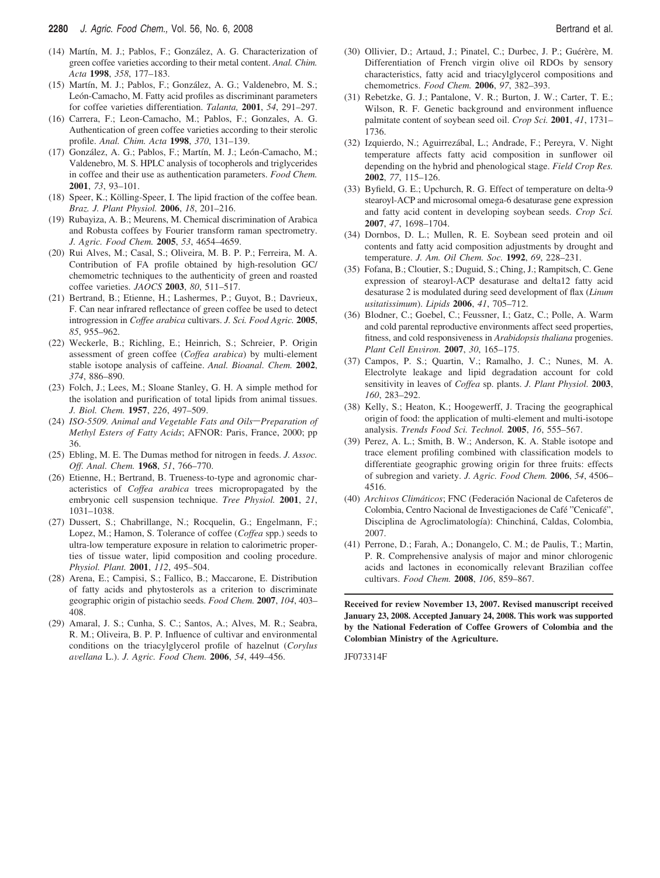(14) Martín, M. J.; Pablos, F.; González, A. G. Characterization of green coffee varieties according to their metal content. *Anal. Chim. Acta* **1998**, *358*, 177–183.

(15) Martín, M. J.; Pablos, F.; González, A. G.; Valdenebro, M. S.; León-Camacho, M. Fatty acid profiles as discriminant parameters for coffee varieties differentiation. *Talanta,* **2001**, *54*, 291–297.

(16) Carrera, F.; Leon-Camacho, M.; Pablos, F.; Gonzales, A. G. Authentication of green coffee varieties according to their sterolic profile. *Anal. Chim. Acta* **1998**, *370*, 131–139.

(17) González, A. G.; Pablos, F.; Martín, M. J.; León-Camacho, M.; Valdenebro, M. S. HPLC analysis of tocopherols and triglycerides in coffee and their use as authentication parameters. *Food Chem.* **2001**, *73*, 93–101.

(18) Speer, K.; Kölling-Speer, I. The lipid fraction of the coffee bean. *Braz. J. Plant Physiol.* **2006**, *18*, 201–216.

(19) Rubayiza, A. B.; Meurens, M. Chemical discrimination of Arabica and Robusta coffees by Fourier transform raman spectrometry. *J. Agric. Food Chem.* **2005**, *53*, 4654–4659.

(20) Rui Alves, M.; Casal, S.; Oliveira, M. B. P. P.; Ferreira, M. A. Contribution of FA profile obtained by high-resolution GC/chemometric techniques to the authenticity of green and roasted coffee varieties. *JAOCS* **2003**, *80*, 511–517.

(21) Bertrand, B.; Etienne, H.; Lashermes, P.; Guyot, B.; Davrieux, F. Can near infrared reflectance of green coffee be used to detect introgression in *Coffea arabica* cultivars. *J. Sci. Food Agric.* **2005**, *85*, 955–962.

(22) Weckerle, B.; Richling, E.; Heinrich, S.; Schreier, P. Origin assessment of green coffee (*Coffea arabica*) by multi-element stable isotope analysis of caffeine. *Anal. Bioanal. Chem.* **2002**, *374*, 886–890.

(23) Folch, J.; Lees, M.; Sloane Stanley, G. H. A simple method for the isolation and purification of total lipids from animal tissues. *J. Biol. Chem.* **1957**, *226*, 497–509.

(24) *ISO-5509. Animal and Vegetable Fats and Oils—Preparation of Methyl Esters of Fatty Acids*; AFNOR: Paris, France, 2000; pp 36.

(25) Ebling, M. E. The Dumas method for nitrogen in feeds. *J. Assoc. Off. Anal. Chem.* **1968**, *51*, 766–770.

(26) Etienne, H.; Bertrand, B. Trueness-to-type and agronomic characteristics of *Coffea arabica* trees micropropagated by the embryonic cell suspension technique. *Tree Physiol.* **2001**, *21*, 1031–1038.

(27) Dussert, S.; Chabrillange, N.; Rocquelin, G.; Engelmann, F.; Lopez, M.; Hamon, S. Tolerance of coffee (*Coffea* spp.) seeds to ultra-low temperature exposure in relation to calorimetric properties of tissue water, lipid composition and cooling procedure. *Physiol. Plant.* **2001**, *112*, 495–504.

(28) Arena, E.; Campisi, S.; Fallico, B.; Maccarone, E. Distribution of fatty acids and phytosterols as a criterion to discriminate geographic origin of pistachio seeds. *Food Chem.* **2007**, *104*, 403–408.

(29) Amaral, J. S.; Cunha, S. C.; Santos, A.; Alves, M. R.; Seabra, R. M.; Oliveira, B. P. P. Influence of cultivar and environmental conditions on the triacylglycerol profile of hazelnut (*Corylus avellana* L.). *J. Agric. Food Chem.* **2006**, *54*, 449–456.

(30) Ollivier, D.; Artaud, J.; Pinatel, C.; Durbec, J. P.; Guérère, M. Differentiation of French virgin olive oil RDOs by sensory characteristics, fatty acid and triacylglycerol compositions and chemometrics. *Food Chem.* **2006**, *97*, 382–393.

(31) Rebetzke, G. J.; Pantalone, V. R.; Burton, J. W.; Carter, T. E.; Wilson, R. F. Genetic background and environment influence palmitate content of soybean seed oil. *Crop Sci.* **2001**, *41*, 1731–1736.

(32) Izquierdo, N.; Aguirrezábal, L.; Andrade, F.; Pereyra, V. Night temperature affects fatty acid composition in sunflower oil depending on the hybrid and phenological stage. *Field Crop Res.* **2002**, *77*, 115–126.

(33) Byfield, G. E.; Upchurch, R. G. Effect of temperature on delta-9 stearoyl-ACP and microsomal omega-6 desaturase gene expression and fatty acid content in developing soybean seeds. *Crop Sci.* **2007**, *47*, 1698–1704.

(34) Dornbos, D. L.; Mullen, R. E. Soybean seed protein and oil contents and fatty acid composition adjustments by drought and temperature. *J. Am. Oil Chem. Soc.* **1992**, *69*, 228–231.

(35) Fofana, B.; Cloutier, S.; Duguid, S.; Ching, J.; Rampitsch, C. Gene expression of stearoyl-ACP desaturase and delta12 fatty acid desaturase 2 is modulated during seed development of flax (*Linum usitatissimum*). *Lipids* **2006**, *41*, 705–712.

(36) Blodner, C.; Goebel, C.; Feussner, I.; Gatz, C.; Polle, A. Warm and cold parental reproductive environments affect seed properties, fitness, and cold responsiveness in *Arabidopsis thaliana* progenies. *Plant Cell Environ.* **2007**, *30*, 165–175.

(37) Campos, P. S.; Quartin, V.; Ramalho, J. C.; Nunes, M. A. Electrolyte leakage and lipid degradation account for cold sensitivity in leaves of *Coffea* sp. plants. *J. Plant Physiol.* **2003**, *160*, 283–292.

(38) Kelly, S.; Heaton, K.; Hoogewerff, J. Tracing the geographical origin of food: the application of multi-element and multi-isotope analysis. *Trends Food Sci. Technol.* **2005**, *16*, 555–567.

(39) Perez, A. L.; Smith, B. W.; Anderson, K. A. Stable isotope and trace element profiling combined with classification models to differentiate geographic growing origin for three fruits: effects of subregion and variety. *J. Agric. Food Chem.* **2006**, *54*, 4506–4516.

(40) *Archivos Climáticos*; FNC (Federación Nacional de Cafeteros de Colombia, Centro Nacional de Investigaciones de Café "Cenicafé", Disciplina de Agroclimatología): Chinchiná, Caldas, Colombia, 2007.

(41) Perrone, D.; Farah, A.; Donangelo, C. M.; de Paulis, T.; Martin, P. R. Comprehensive analysis of major and minor chlorogenic acids and lactones in economically relevant Brazilian coffee cultivars. *Food Chem.* **2008**, *106*, 859–867.

**Received for review November 13, 2007. Revised manuscript received January 23, 2008. Accepted January 24, 2008. This work was supported by the National Federation of Coffee Growers of Colombia and the Colombian Ministry of the Agriculture.**

JF073314F